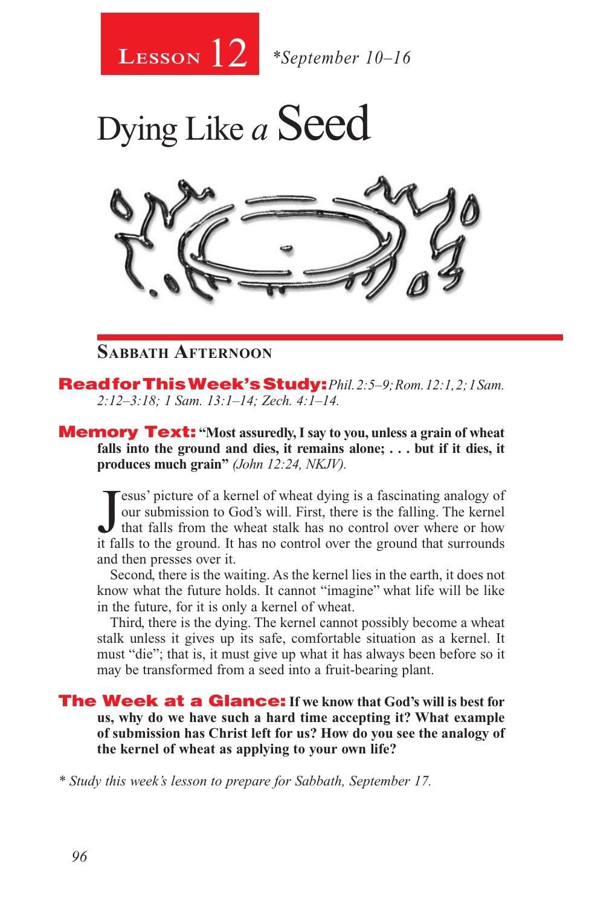# Lesson 12 *September 10–16

# Dying Like a Seed

## Sabbath Afternoon

**Read for This Week's Study:** *Phil. 2:5–9; Rom. 12:1, 2; 1 Sam. 2:12–3:18; 1 Sam. 13:1–14; Zech. 4:1–14.*

**Memory Text:** **"Most assuredly, I say to you, unless a grain of wheat falls into the ground and dies, it remains alone; . . . but if it dies, it produces much grain"** *(John 12:24, NKJV).*

Jesus' picture of a kernel of wheat dying is a fascinating analogy of our submission to God's will. First, there is the falling. The kernel that falls from the wheat stalk has no control over where or how it falls to the ground. It has no control over the ground that surrounds and then presses over it.

Second, there is the waiting. As the kernel lies in the earth, it does not know what the future holds. It cannot "imagine" what life will be like in the future, for it is only a kernel of wheat.

Third, there is the dying. The kernel cannot possibly become a wheat stalk unless it gives up its safe, comfortable situation as a kernel. It must "die"; that is, it must give up what it has always been before so it may be transformed from a seed into a fruit-bearing plant.

**The Week at a Glance:** **If we know that God's will is best for us, why do we have such a hard time accepting it? What example of submission has Christ left for us? How do you see the analogy of the kernel of wheat as applying to your own life?**

*\* Study this week's lesson to prepare for Sabbath, September 17.*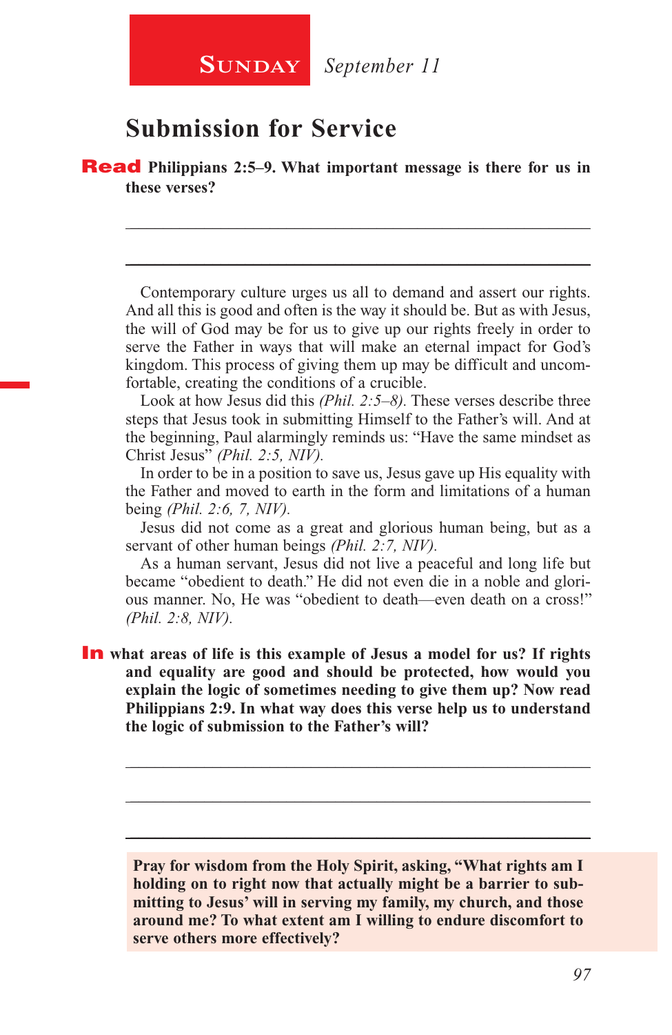**Sunday** *September 11*

## Submission for Service

**Read Philippians 2:5–9. What important message is there for us in these verses?**

_____________________________________________________________________

_____________________________________________________________________

Contemporary culture urges us all to demand and assert our rights. And all this is good and often is the way it should be. But as with Jesus, the will of God may be for us to give up our rights freely in order to serve the Father in ways that will make an eternal impact for God's kingdom. This process of giving them up may be difficult and uncomfortable, creating the conditions of a crucible.

Look at how Jesus did this *(Phil. 2:5–8)*. These verses describe three steps that Jesus took in submitting Himself to the Father's will. And at the beginning, Paul alarmingly reminds us: "Have the same mindset as Christ Jesus" *(Phil. 2:5, NIV)*.

In order to be in a position to save us, Jesus gave up His equality with the Father and moved to earth in the form and limitations of a human being *(Phil. 2:6, 7, NIV)*.

Jesus did not come as a great and glorious human being, but as a servant of other human beings *(Phil. 2:7, NIV)*.

As a human servant, Jesus did not live a peaceful and long life but became "obedient to death." He did not even die in a noble and glorious manner. No, He was "obedient to death—even death on a cross!" *(Phil. 2:8, NIV)*.

**In what areas of life is this example of Jesus a model for us? If rights and equality are good and should be protected, how would you explain the logic of sometimes needing to give them up? Now read Philippians 2:9. In what way does this verse help us to understand the logic of submission to the Father's will?**

_____________________________________________________________________

_____________________________________________________________________

_____________________________________________________________________

**Pray for wisdom from the Holy Spirit, asking, "What rights am I holding on to right now that actually might be a barrier to submitting to Jesus' will in serving my family, my church, and those around me? To what extent am I willing to endure discomfort to serve others more effectively?**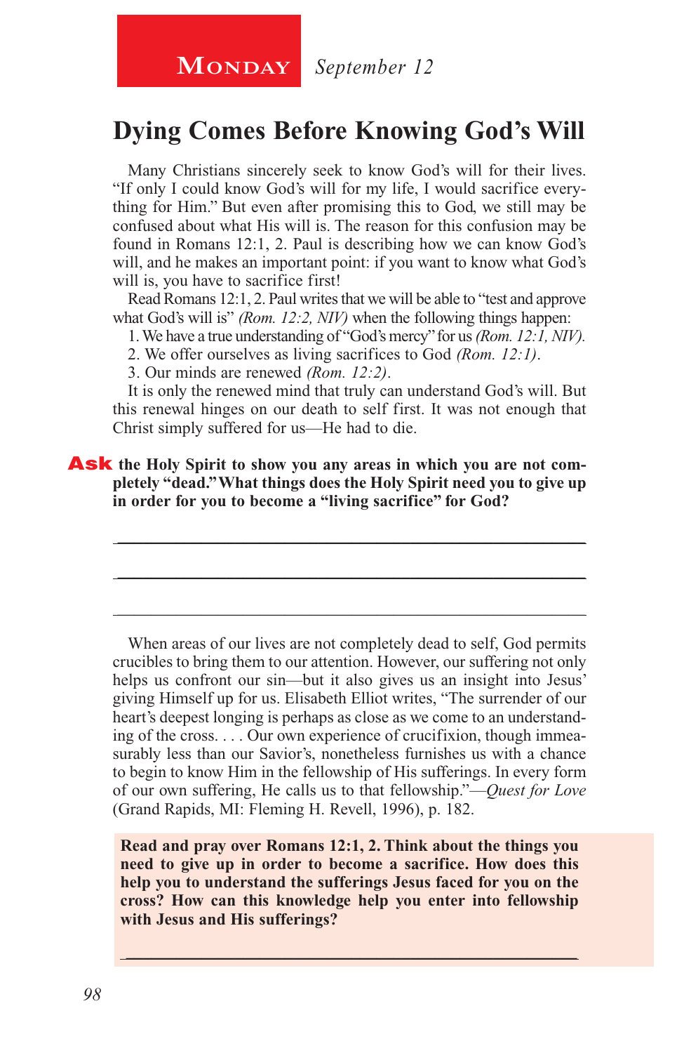**Monday** *September 12*

# Dying Comes Before Knowing God's Will

Many Christians sincerely seek to know God's will for their lives. "If only I could know God's will for my life, I would sacrifice everything for Him." But even after promising this to God, we still may be confused about what His will is. The reason for this confusion may be found in Romans 12:1, 2. Paul is describing how we can know God's will, and he makes an important point: if you want to know what God's will is, you have to sacrifice first!

Read Romans 12:1, 2. Paul writes that we will be able to "test and approve what God's will is" *(Rom. 12:2, NIV)* when the following things happen:

1. We have a true understanding of "God's mercy" for us *(Rom. 12:1, NIV).*
2. We offer ourselves as living sacrifices to God *(Rom. 12:1)*.
3. Our minds are renewed *(Rom. 12:2)*.

It is only the renewed mind that truly can understand God's will. But this renewal hinges on our death to self first. It was not enough that Christ simply suffered for us—He had to die.

**Ask the Holy Spirit to show you any areas in which you are not completely "dead." What things does the Holy Spirit need you to give up in order for you to become a "living sacrifice" for God?**

___

___

___

When areas of our lives are not completely dead to self, God permits crucibles to bring them to our attention. However, our suffering not only helps us confront our sin—but it also gives us an insight into Jesus' giving Himself up for us. Elisabeth Elliot writes, "The surrender of our heart's deepest longing is perhaps as close as we come to an understanding of the cross. . . . Our own experience of crucifixion, though immeasurably less than our Savior's, nonetheless furnishes us with a chance to begin to know Him in the fellowship of His sufferings. In every form of our own suffering, He calls us to that fellowship."—*Quest for Love* (Grand Rapids, MI: Fleming H. Revell, 1996), p. 182.

**Read and pray over Romans 12:1, 2. Think about the things you need to give up in order to become a sacrifice. How does this help you to understand the sufferings Jesus faced for you on the cross? How can this knowledge help you enter into fellowship with Jesus and His sufferings?**

___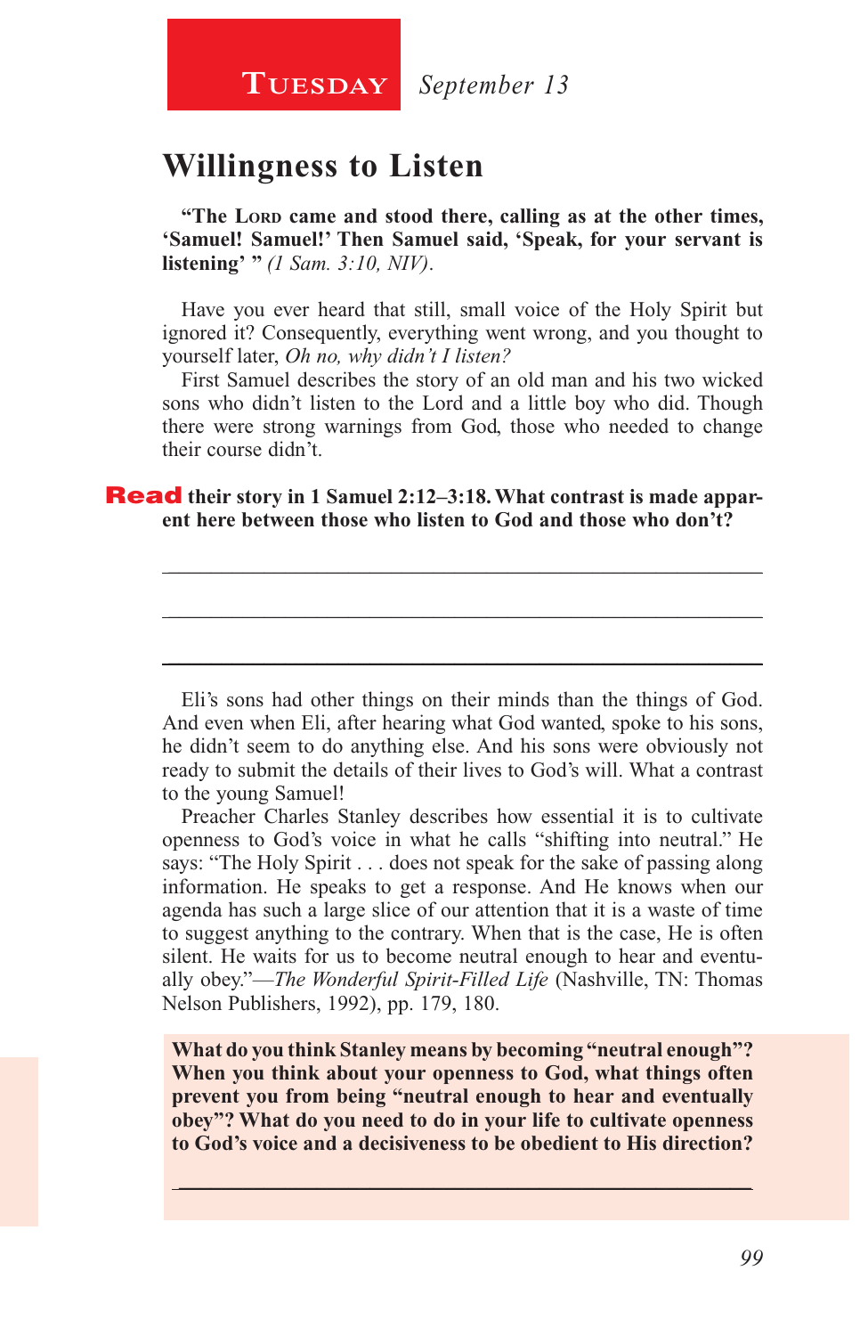**Tuesday** *September 13*

## Willingness to Listen

**"The Lord came and stood there, calling as at the other times, 'Samuel! Samuel!' Then Samuel said, 'Speak, for your servant is listening' "** *(1 Sam. 3:10, NIV).*

Have you ever heard that still, small voice of the Holy Spirit but ignored it? Consequently, everything went wrong, and you thought to yourself later, *Oh no, why didn't I listen?*

First Samuel describes the story of an old man and his two wicked sons who didn't listen to the Lord and a little boy who did. Though there were strong warnings from God, those who needed to change their course didn't.

**Read their story in 1 Samuel 2:12–3:18. What contrast is made apparent here between those who listen to God and those who don't?**

_______________________________________________

_______________________________________________

_______________________________________________

Eli's sons had other things on their minds than the things of God. And even when Eli, after hearing what God wanted, spoke to his sons, he didn't seem to do anything else. And his sons were obviously not ready to submit the details of their lives to God's will. What a contrast to the young Samuel!

Preacher Charles Stanley describes how essential it is to cultivate openness to God's voice in what he calls "shifting into neutral." He says: "The Holy Spirit . . . does not speak for the sake of passing along information. He speaks to get a response. And He knows when our agenda has such a large slice of our attention that it is a waste of time to suggest anything to the contrary. When that is the case, He is often silent. He waits for us to become neutral enough to hear and eventually obey."—*The Wonderful Spirit-Filled Life* (Nashville, TN: Thomas Nelson Publishers, 1992), pp. 179, 180.

**What do you think Stanley means by becoming "neutral enough"? When you think about your openness to God, what things often prevent you from being "neutral enough to hear and eventually obey"? What do you need to do in your life to cultivate openness to God's voice and a decisiveness to be obedient to His direction?**

_______________________________________________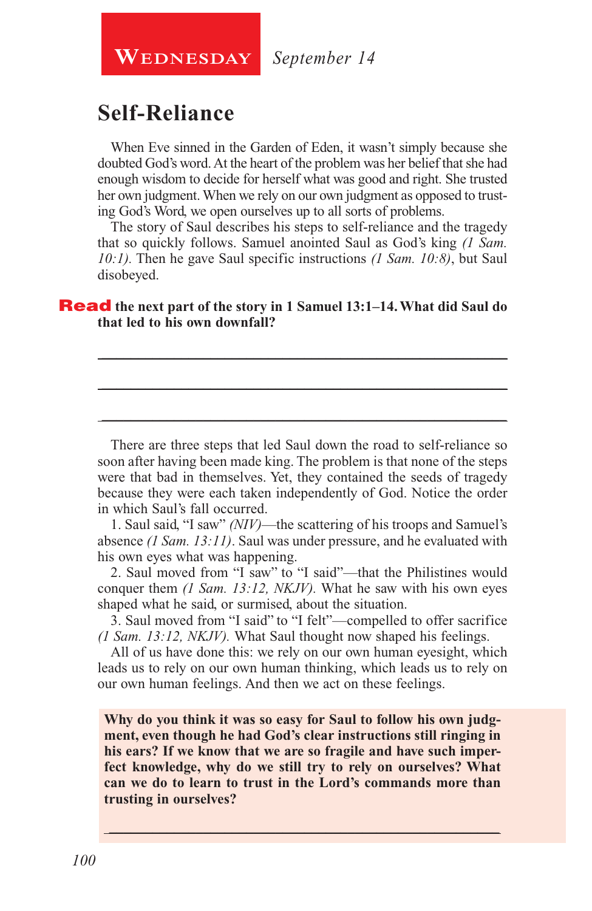**Wednesday** *September 14*

## Self-Reliance

When Eve sinned in the Garden of Eden, it wasn't simply because she doubted God's word. At the heart of the problem was her belief that she had enough wisdom to decide for herself what was good and right. She trusted her own judgment. When we rely on our own judgment as opposed to trusting God's Word, we open ourselves up to all sorts of problems.

The story of Saul describes his steps to self-reliance and the tragedy that so quickly follows. Samuel anointed Saul as God's king *(1 Sam. 10:1).* Then he gave Saul specific instructions *(1 Sam. 10:8)*, but Saul disobeyed.

**Read the next part of the story in 1 Samuel 13:1–14. What did Saul do that led to his own downfall?**

_______________________________________________

_______________________________________________

_______________________________________________

There are three steps that led Saul down the road to self-reliance so soon after having been made king. The problem is that none of the steps were that bad in themselves. Yet, they contained the seeds of tragedy because they were each taken independently of God. Notice the order in which Saul's fall occurred.

1. Saul said, "I saw" *(NIV)*—the scattering of his troops and Samuel's absence *(1 Sam. 13:11)*. Saul was under pressure, and he evaluated with his own eyes what was happening.

2. Saul moved from "I saw" to "I said"—that the Philistines would conquer them *(1 Sam. 13:12, NKJV).* What he saw with his own eyes shaped what he said, or surmised, about the situation.

3. Saul moved from "I said" to "I felt"—compelled to offer sacrifice *(1 Sam. 13:12, NKJV).* What Saul thought now shaped his feelings.

All of us have done this: we rely on our own human eyesight, which leads us to rely on our own human thinking, which leads us to rely on our own human feelings. And then we act on these feelings.

**Why do you think it was so easy for Saul to follow his own judgment, even though he had God's clear instructions still ringing in his ears? If we know that we are so fragile and have such imperfect knowledge, why do we still try to rely on ourselves? What can we do to learn to trust in the Lord's commands more than trusting in ourselves?**

_______________________________________________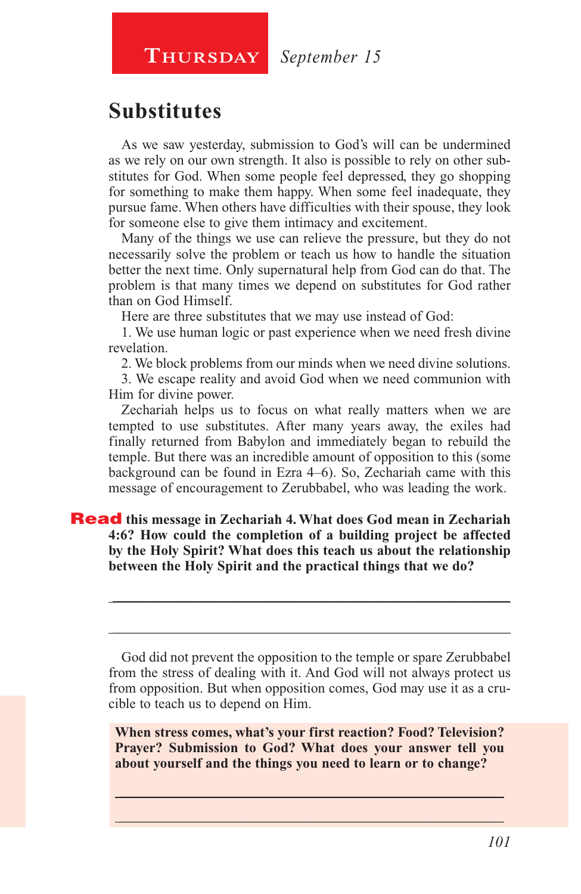**Thursday** *September 15*

## Substitutes

As we saw yesterday, submission to God's will can be undermined as we rely on our own strength. It also is possible to rely on other substitutes for God. When some people feel depressed, they go shopping for something to make them happy. When some feel inadequate, they pursue fame. When others have difficulties with their spouse, they look for someone else to give them intimacy and excitement.

Many of the things we use can relieve the pressure, but they do not necessarily solve the problem or teach us how to handle the situation better the next time. Only supernatural help from God can do that. The problem is that many times we depend on substitutes for God rather than on God Himself.

Here are three substitutes that we may use instead of God:

1. We use human logic or past experience when we need fresh divine revelation.
2. We block problems from our minds when we need divine solutions.
3. We escape reality and avoid God when we need communion with Him for divine power.

Zechariah helps us to focus on what really matters when we are tempted to use substitutes. After many years away, the exiles had finally returned from Babylon and immediately began to rebuild the temple. But there was an incredible amount of opposition to this (some background can be found in Ezra 4–6). So, Zechariah came with this message of encouragement to Zerubbabel, who was leading the work.

**Read this message in Zechariah 4. What does God mean in Zechariah 4:6? How could the completion of a building project be affected by the Holy Spirit? What does this teach us about the relationship between the Holy Spirit and the practical things that we do?**

_______________________________________________

_______________________________________________

God did not prevent the opposition to the temple or spare Zerubbabel from the stress of dealing with it. And God will not always protect us from opposition. But when opposition comes, God may use it as a crucible to teach us to depend on Him.

**When stress comes, what's your first reaction? Food? Television? Prayer? Submission to God? What does your answer tell you about yourself and the things you need to learn or to change?**

_______________________________________________

_______________________________________________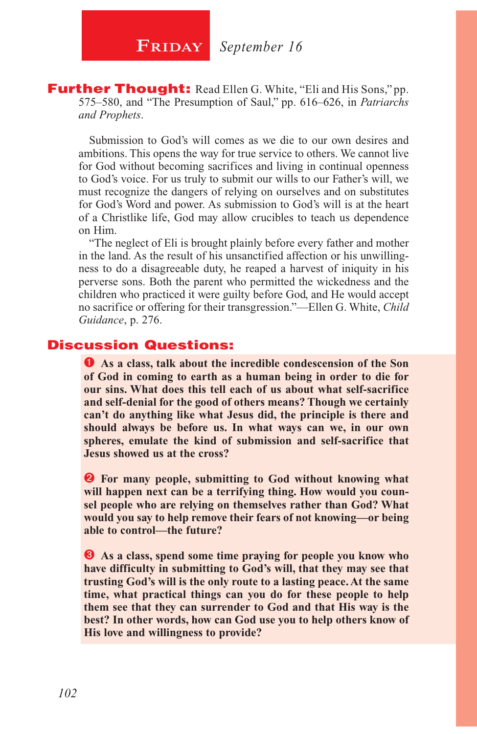# FRIDAY *September 16*

**Further Thought:** Read Ellen G. White, "Eli and His Sons," pp. 575–580, and "The Presumption of Saul," pp. 616–626, in *Patriarchs and Prophets*.

Submission to God's will comes as we die to our own desires and ambitions. This opens the way for true service to others. We cannot live for God without becoming sacrifices and living in continual openness to God's voice. For us truly to submit our wills to our Father's will, we must recognize the dangers of relying on ourselves and on substitutes for God's Word and power. As submission to God's will is at the heart of a Christlike life, God may allow crucibles to teach us dependence on Him.

"The neglect of Eli is brought plainly before every father and mother in the land. As the result of his unsanctified affection or his unwillingness to do a disagreeable duty, he reaped a harvest of iniquity in his perverse sons. Both the parent who permitted the wickedness and the children who practiced it were guilty before God, and He would accept no sacrifice or offering for their transgression."—Ellen G. White, *Child Guidance*, p. 276.

## Discussion Questions:

❶ **As a class, talk about the incredible condescension of the Son of God in coming to earth as a human being in order to die for our sins. What does this tell each of us about what self-sacrifice and self-denial for the good of others means? Though we certainly can't do anything like what Jesus did, the principle is there and should always be before us. In what ways can we, in our own spheres, emulate the kind of submission and self-sacrifice that Jesus showed us at the cross?**

❷ **For many people, submitting to God without knowing what will happen next can be a terrifying thing. How would you counsel people who are relying on themselves rather than God? What would you say to help remove their fears of not knowing—or being able to control—the future?**

❸ **As a class, spend some time praying for people you know who have difficulty in submitting to God's will, that they may see that trusting God's will is the only route to a lasting peace. At the same time, what practical things can you do for these people to help them see that they can surrender to God and that His way is the best? In other words, how can God use you to help others know of His love and willingness to provide?**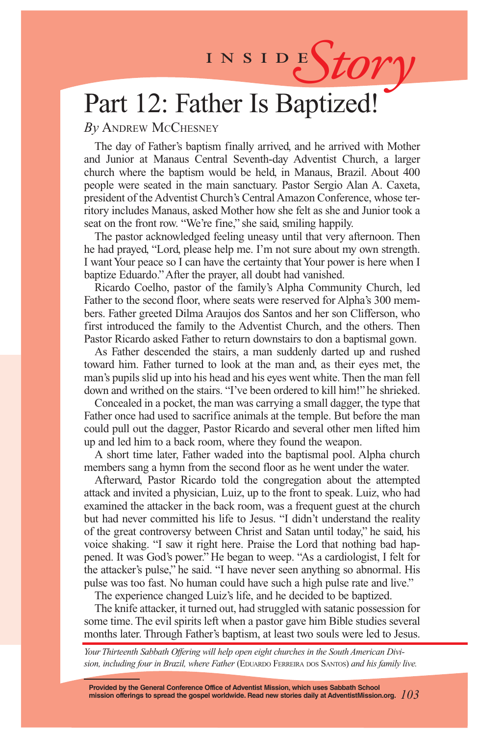INSIDE *Story*

# Part 12: Father Is Baptized!

*By* ANDREW MCCHESNEY

The day of Father's baptism finally arrived, and he arrived with Mother and Junior at Manaus Central Seventh-day Adventist Church, a larger church where the baptism would be held, in Manaus, Brazil. About 400 people were seated in the main sanctuary. Pastor Sergio Alan A. Caxeta, president of the Adventist Church's Central Amazon Conference, whose territory includes Manaus, asked Mother how she felt as she and Junior took a seat on the front row. "We're fine," she said, smiling happily.

The pastor acknowledged feeling uneasy until that very afternoon. Then he had prayed, "Lord, please help me. I'm not sure about my own strength. I want Your peace so I can have the certainty that Your power is here when I baptize Eduardo." After the prayer, all doubt had vanished.

Ricardo Coelho, pastor of the family's Alpha Community Church, led Father to the second floor, where seats were reserved for Alpha's 300 members. Father greeted Dilma Araujos dos Santos and her son Clifferson, who first introduced the family to the Adventist Church, and the others. Then Pastor Ricardo asked Father to return downstairs to don a baptismal gown.

As Father descended the stairs, a man suddenly darted up and rushed toward him. Father turned to look at the man and, as their eyes met, the man's pupils slid up into his head and his eyes went white. Then the man fell down and writhed on the stairs. "I've been ordered to kill him!" he shrieked.

Concealed in a pocket, the man was carrying a small dagger, the type that Father once had used to sacrifice animals at the temple. But before the man could pull out the dagger, Pastor Ricardo and several other men lifted him up and led him to a back room, where they found the weapon.

A short time later, Father waded into the baptismal pool. Alpha church members sang a hymn from the second floor as he went under the water.

Afterward, Pastor Ricardo told the congregation about the attempted attack and invited a physician, Luiz, up to the front to speak. Luiz, who had examined the attacker in the back room, was a frequent guest at the church but had never committed his life to Jesus. "I didn't understand the reality of the great controversy between Christ and Satan until today," he said, his voice shaking. "I saw it right here. Praise the Lord that nothing bad happened. It was God's power." He began to weep. "As a cardiologist, I felt for the attacker's pulse," he said. "I have never seen anything so abnormal. His pulse was too fast. No human could have such a high pulse rate and live."

The experience changed Luiz's life, and he decided to be baptized.

The knife attacker, it turned out, had struggled with satanic possession for some time. The evil spirits left when a pastor gave him Bible studies several months later. Through Father's baptism, at least two souls were led to Jesus.

*Your Thirteenth Sabbath Offering will help open eight churches in the South American Division, including four in Brazil, where Father* (EDUARDO FERREIRA DOS SANTOS) *and his family live.*

**Provided by the General Conference Office of Adventist Mission, which uses Sabbath School mission offerings to spread the gospel worldwide. Read new stories daily at AdventistMission.org.**